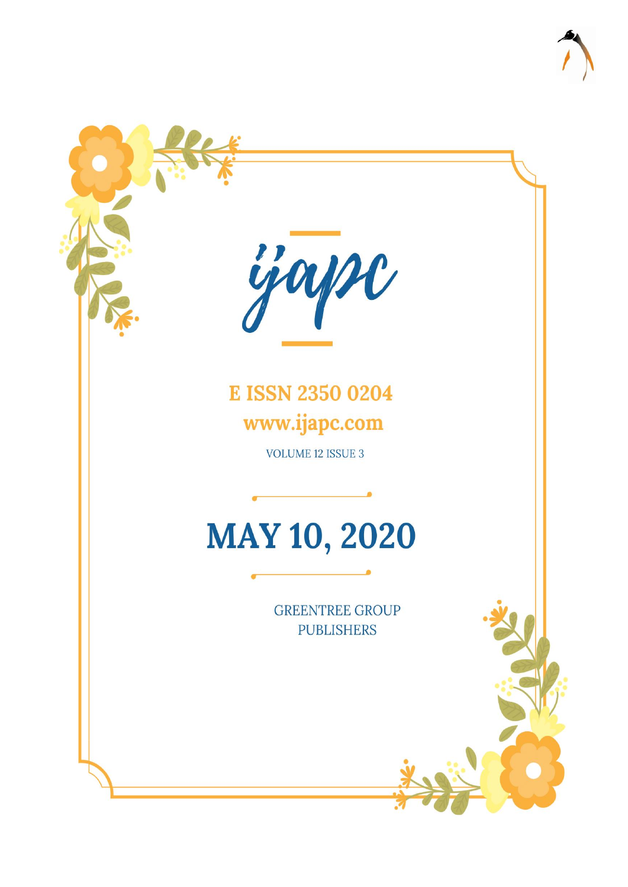# ijapc

**E ISSN 2350 0204**

**www.ijapc.com**

VOLUME 12 ISSUE 3

# MAY 10, 2020

GREENTREE GROUP PUBLISHERS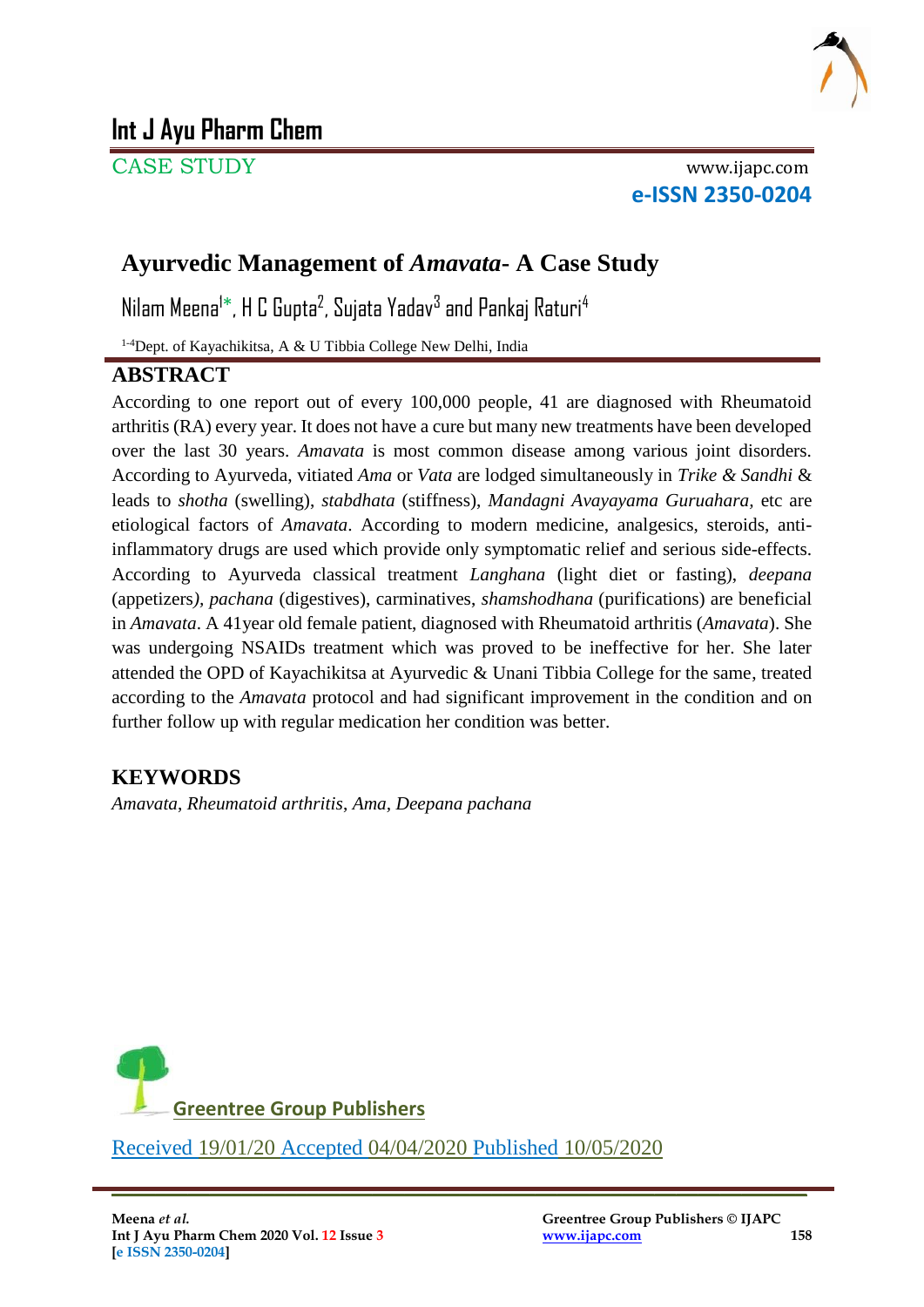CASE STUDY

# Ayurvedic Management of *Amavata*- A Case Study

Nilam Meena[1]*, H C Gupta[2], Sujata Yadav[3] and Pankaj Raturi[4]

[1-4]Dept. of Kayachikitsa, A & U Tibbia College New Delhi, India

## ABSTRACT

According to one report out of every 100,000 people, 41 are diagnosed with Rheumatoid arthritis (RA) every year. It does not have a cure but many new treatments have been developed over the last 30 years. *Amavata* is most common disease among various joint disorders. According to Ayurveda, vitiated *Ama* or *Vata* are lodged simultaneously in *Trike & Sandhi* & leads to *shotha* (swelling), *stabdhata* (stiffness), *Mandagni Avayayama Guruahara*, etc are etiological factors of *Amavata*. According to modern medicine, analgesics, steroids, anti-inflammatory drugs are used which provide only symptomatic relief and serious side-effects. According to Ayurveda classical treatment *Langhana* (light diet or fasting), *deepana* (appetizers), *pachana* (digestives), carminatives, *shamshodhana* (purifications) are beneficial in *Amavata*. A 41year old female patient, diagnosed with Rheumatoid arthritis (*Amavata*). She was undergoing NSAIDs treatment which was proved to be ineffective for her. She later attended the OPD of Kayachikitsa at Ayurvedic & Unani Tibbia College for the same, treated according to the *Amavata* protocol and had significant improvement in the condition and on further follow up with regular medication her condition was better.

## KEYWORDS

*Amavata, Rheumatoid arthritis, Ama, Deepana pachana*

Greentree Group Publishers

Received 19/01/20 Accepted 04/04/2020 Published 10/05/2020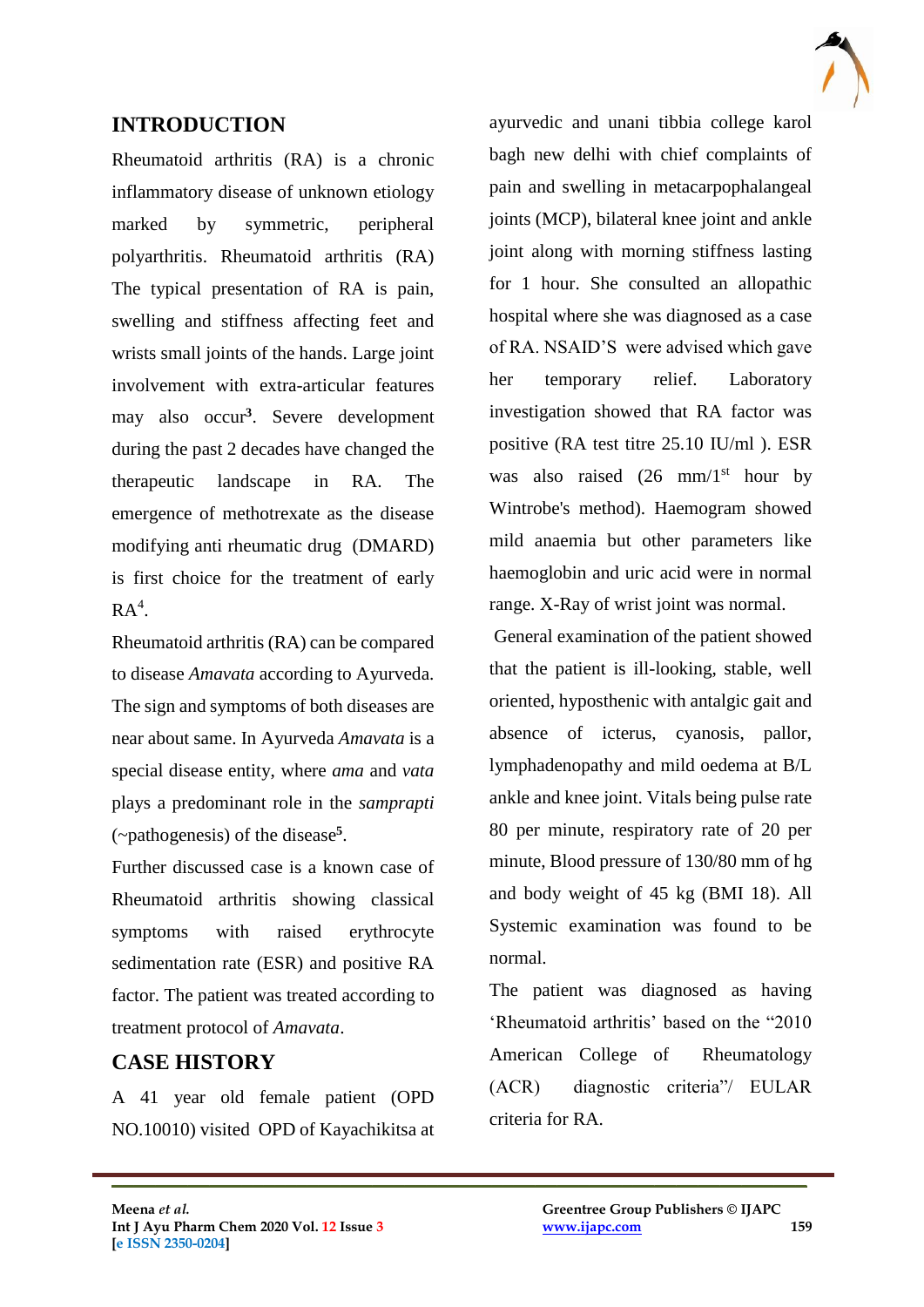## INTRODUCTION

Rheumatoid arthritis (RA) is a chronic inflammatory disease of unknown etiology marked by symmetric, peripheral polyarthritis. Rheumatoid arthritis (RA) The typical presentation of RA is pain, swelling and stiffness affecting feet and wrists small joints of the hands. Large joint involvement with extra-articular features may also occur[3]. Severe development during the past 2 decades have changed the therapeutic landscape in RA. The emergence of methotrexate as the disease modifying anti rheumatic drug (DMARD) is first choice for the treatment of early RA[4].

Rheumatoid arthritis (RA) can be compared to disease *Amavata* according to Ayurveda. The sign and symptoms of both diseases are near about same. In Ayurveda *Amavata* is a special disease entity, where *ama* and *vata* plays a predominant role in the *samprapti* (~pathogenesis) of the disease[5].

Further discussed case is a known case of Rheumatoid arthritis showing classical symptoms with raised erythrocyte sedimentation rate (ESR) and positive RA factor. The patient was treated according to treatment protocol of *Amavata*.

## CASE HISTORY

A 41 year old female patient (OPD NO.10010) visited OPD of Kayachikitsa at ayurvedic and unani tibbia college karol bagh new delhi with chief complaints of pain and swelling in metacarpophalangeal joints (MCP), bilateral knee joint and ankle joint along with morning stiffness lasting for 1 hour. She consulted an allopathic hospital where she was diagnosed as a case of RA. NSAID'S were advised which gave her temporary relief. Laboratory investigation showed that RA factor was positive (RA test titre 25.10 IU/ml ). ESR was also raised (26 mm/1st hour by Wintrobe's method). Haemogram showed mild anaemia but other parameters like haemoglobin and uric acid were in normal range. X-Ray of wrist joint was normal.

General examination of the patient showed that the patient is ill-looking, stable, well oriented, hyposthenic with antalgic gait and absence of icterus, cyanosis, pallor, lymphadenopathy and mild oedema at B/L ankle and knee joint. Vitals being pulse rate 80 per minute, respiratory rate of 20 per minute, Blood pressure of 130/80 mm of hg and body weight of 45 kg (BMI 18). All Systemic examination was found to be normal.

The patient was diagnosed as having 'Rheumatoid arthritis' based on the "2010 American College of Rheumatology (ACR) diagnostic criteria"/ EULAR criteria for RA.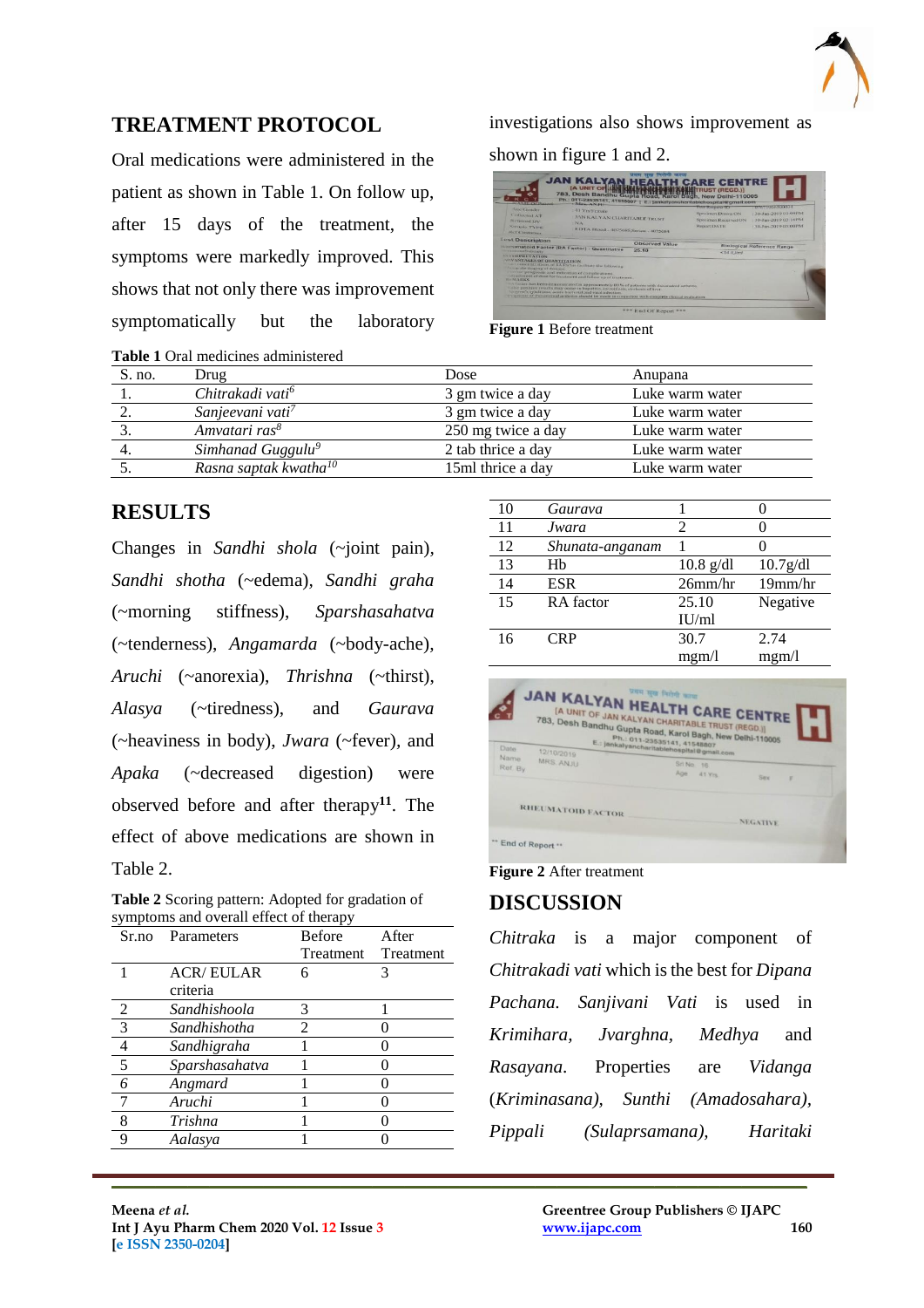## TREATMENT PROTOCOL

Oral medications were administered in the patient as shown in Table 1. On follow up, after 15 days of the treatment, the symptoms were markedly improved. This shows that not only there was improvement symptomatically but the laboratory investigations also shows improvement as shown in figure 1 and 2.

**Figure 1** Before treatment

**Table 1** Oral medicines administered

| S. no. | Drug | Dose | Anupana |
|---|---|---|---|
| 1. | *Chitrakadi vati*[6] | 3 gm twice a day | Luke warm water |
| 2. | *Sanjeevani vati*[7] | 3 gm twice a day | Luke warm water |
| 3. | *Amvatari ras*[8] | 250 mg twice a day | Luke warm water |
| 4. | *Simhanad Guggulu*[9] | 2 tab thrice a day | Luke warm water |
| 5. | *Rasna saptak kwatha*[10] | 15ml thrice a day | Luke warm water |

## RESULTS

Changes in *Sandhi shola* (~joint pain), *Sandhi shotha* (~edema), *Sandhi graha* (~morning stiffness), *Sparshasahatva* (~tenderness), *Angamarda* (~body-ache), *Aruchi* (~anorexia), *Thrishna* (~thirst), *Alasya* (~tiredness), and *Gaurava* (~heaviness in body), *Jwara* (~fever), and *Apaka* (~decreased digestion) were observed before and after therapy[11]. The effect of above medications are shown in Table 2.

**Table 2** Scoring pattern: Adopted for gradation of symptoms and overall effect of therapy

| Sr.no | Parameters | Before Treatment | After Treatment |
|---|---|---|---|
| 1 | ACR/ EULAR criteria | 6 | 3 |
| 2 | *Sandhishoola* | 3 | 1 |
| 3 | *Sandhishotha* | 2 | 0 |
| 4 | *Sandhigraha* | 1 | 0 |
| 5 | *Sparshasahatva* | 1 | 0 |
| 6 | *Angmard* | 1 | 0 |
| 7 | *Aruchi* | 1 | 0 |
| 8 | *Trishna* | 1 | 0 |
| 9 | *Aalasya* | 1 | 0 |
| 10 | *Gaurava* | 1 | 0 |
| 11 | *Jwara* | 2 | 0 |
| 12 | *Shunata-anganam* | 1 | 0 |
| 13 | Hb | 10.8 g/dl | 10.7g/dl |
| 14 | ESR | 26mm/hr | 19mm/hr |
| 15 | RA factor | 25.10 IU/ml | Negative |
| 16 | CRP | 30.7 mgm/l | 2.74 mgm/l |

**Figure 2** After treatment

## DISCUSSION

*Chitraka* is a major component of *Chitrakadi vati* which is the best for *Dipana Pachana. Sanjivani Vati* is used in *Krimihara*, *Jvarghna*, *Medhya* and *Rasayana*. Properties are *Vidanga* (*Kriminasana), Sunthi (Amadosahara), Pippali (Sulaprsamana), Haritaki*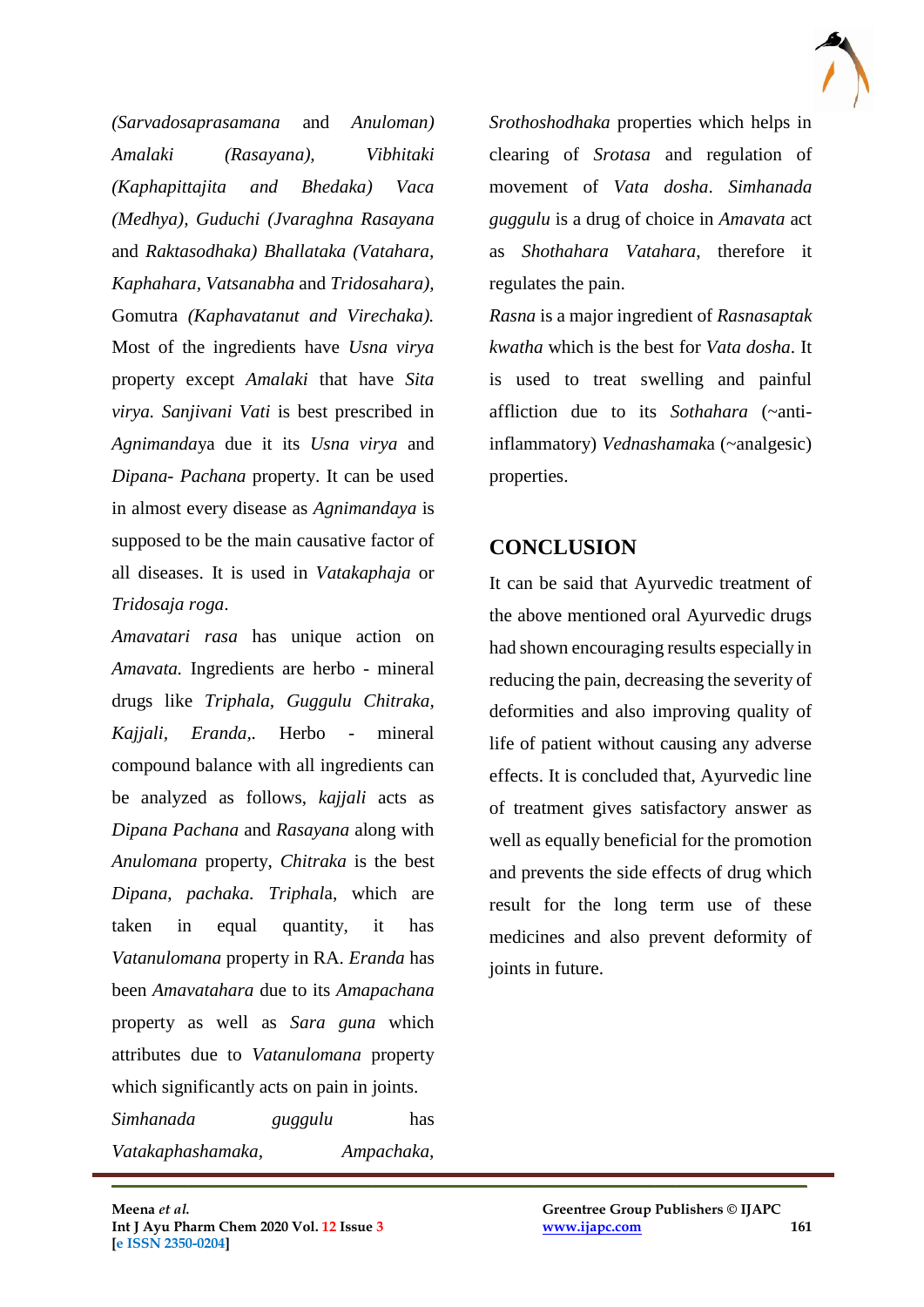*(Sarvadosaprasamana* and *Anuloman)* *Amalaki (Rasayana), Vibhitaki (Kaphapittajita and Bhedaka) Vaca (Medhya), Guduchi (Jvaraghna Rasayana* and *Raktasodhaka) Bhallataka (Vatahara, Kaphahara, Vatsanabha* and *Tridosahara),* Gomutra *(Kaphavatanut and Virechaka).* Most of the ingredients have *Usna virya* property except *Amalaki* that have *Sita virya. Sanjivani Vati* is best prescribed in *Agnimanda*ya due it its *Usna virya* and *Dipana- Pachana* property. It can be used in almost every disease as *Agnimandaya* is supposed to be the main causative factor of all diseases. It is used in *Vatakaphaja* or *Tridosaja roga*.

*Amavatari rasa* has unique action on *Amavata.* Ingredients are herbo - mineral drugs like *Triphala, Guggulu Chitraka, Kajjali, Eranda,.* Herbo - mineral compound balance with all ingredients can be analyzed as follows, *kajjali* acts as *Dipana Pachana* and *Rasayana* along with *Anulomana* property, *Chitraka* is the best *Dipana, pachaka. Triphal*a, which are taken in equal quantity, it has *Vatanulomana* property in RA. *Eranda* has been *Amavatahara* due to its *Amapachana* property as well as *Sara guna* which attributes due to *Vatanulomana* property which significantly acts on pain in joints.

*Simhanada guggulu* has *Vatakaphashamaka, Ampachaka, Srothoshodhaka* properties which helps in clearing of *Srotasa* and regulation of movement of *Vata dosha*. *Simhanada guggulu* is a drug of choice in *Amavata* act as *Shothahara Vatahara*, therefore it regulates the pain.

*Rasna* is a major ingredient of *Rasnasaptak kwatha* which is the best for *Vata dosha*. It is used to treat swelling and painful affliction due to its *Sothahara* (~anti-inflammatory) *Vednashamak*a (~analgesic) properties.

## CONCLUSION

It can be said that Ayurvedic treatment of the above mentioned oral Ayurvedic drugs had shown encouraging results especially in reducing the pain, decreasing the severity of deformities and also improving quality of life of patient without causing any adverse effects. It is concluded that, Ayurvedic line of treatment gives satisfactory answer as well as equally beneficial for the promotion and prevents the side effects of drug which result for the long term use of these medicines and also prevent deformity of joints in future.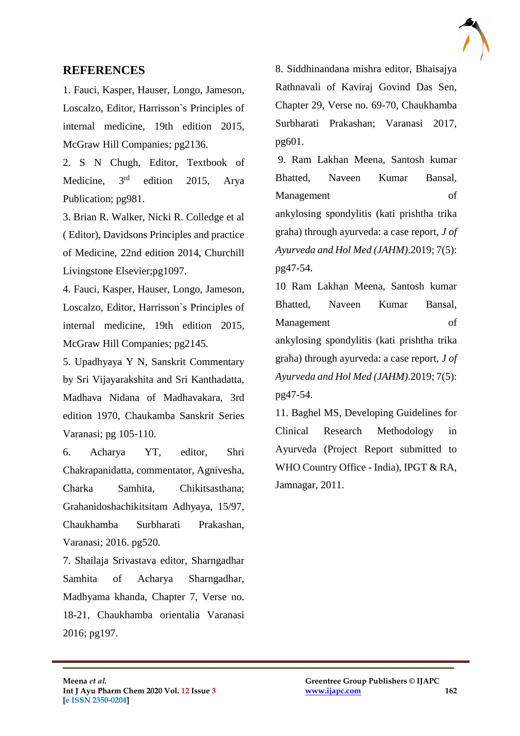## REFERENCES

1. Fauci, Kasper, Hauser, Longo, Jameson, Loscalzo, Editor, Harrisson`s Principles of internal medicine, 19th edition 2015, McGraw Hill Companies; pg2136.

2. S N Chugh, Editor, Textbook of Medicine, 3rd edition 2015, Arya Publication; pg981.

3. Brian R. Walker, Nicki R. Colledge et al ( Editor), Davidsons Principles and practice of Medicine, 22nd edition 2014, Churchill Livingstone Elsevier;pg1097.

4. Fauci, Kasper, Hauser, Longo, Jameson, Loscalzo, Editor, Harrisson`s Principles of internal medicine, 19th edition 2015, McGraw Hill Companies; pg2145.

5. Upadhyaya Y N, Sanskrit Commentary by Sri Vijayarakshita and Sri Kanthadatta, Madhava Nidana of Madhavakara, 3rd edition 1970, Chaukamba Sanskrit Series Varanasi; pg 105-110.

6. Acharya YT, editor, Shri Chakrapanidatta, commentator, Agnivesha, Charka Samhita, Chikitsasthana; Grahanidoshachikitsitam Adhyaya, 15/97, Chaukhamba Surbharati Prakashan, Varanasi; 2016. pg520.

7. Shailaja Srivastava editor, Sharngadhar Samhita of Acharya Sharngadhar, Madhyama khanda, Chapter 7, Verse no. 18-21, Chaukhamba orientalia Varanasi 2016; pg197.

8. Siddhinandana mishra editor, Bhaisajya Rathnavali of Kaviraj Govind Das Sen, Chapter 29, Verse no. 69-70, Chaukhamba Surbharati Prakashan; Varanasi 2017, pg601.

9. Ram Lakhan Meena, Santosh kumar Bhatted, Naveen Kumar Bansal, Management of ankylosing spondylitis (kati prishtha trika graha) through ayurveda: a case report, *J of Ayurveda and Hol Med (JAHM)*.2019; 7(5): pg47-54.

10 Ram Lakhan Meena, Santosh kumar Bhatted, Naveen Kumar Bansal, Management of ankylosing spondylitis (kati prishtha trika graha) through ayurveda: a case report, *J of Ayurveda and Hol Med (JAHM)*.2019; 7(5): pg47-54.

11. Baghel MS, Developing Guidelines for Clinical Research Methodology in Ayurveda (Project Report submitted to WHO Country Office - India), IPGT & RA, Jamnagar, 2011.